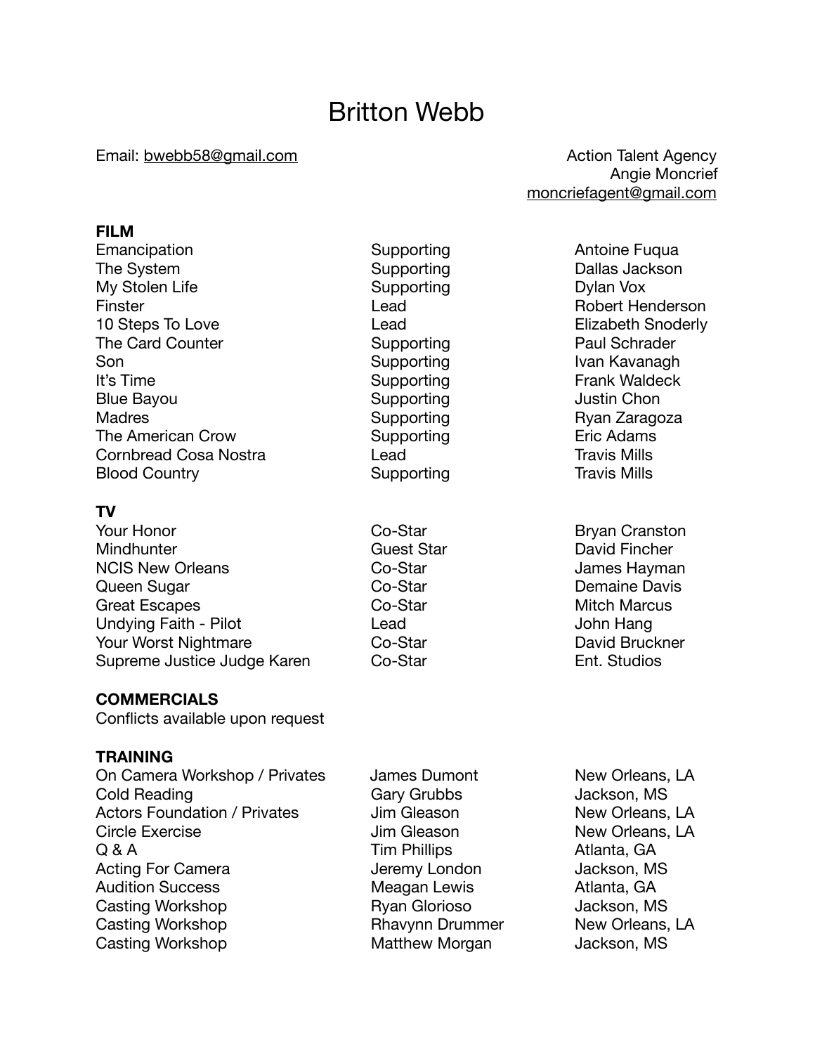# Britton Webb

Email: bwebb58@gmail.com

Action Talent Agency
Angie Moncrief
moncriefagent@gmail.com

## FILM

| | | |
|---|---|---|
| Emancipation | Supporting | Antoine Fuqua |
| The System | Supporting | Dallas Jackson |
| My Stolen Life | Supporting | Dylan Vox |
| Finster | Lead | Robert Henderson |
| 10 Steps To Love | Lead | Elizabeth Snoderly |
| The Card Counter | Supporting | Paul Schrader |
| Son | Supporting | Ivan Kavanagh |
| It's Time | Supporting | Frank Waldeck |
| Blue Bayou | Supporting | Justin Chon |
| Madres | Supporting | Ryan Zaragoza |
| The American Crow | Supporting | Eric Adams |
| Cornbread Cosa Nostra | Lead | Travis Mills |
| Blood Country | Supporting | Travis Mills |

## TV

| | | |
|---|---|---|
| Your Honor | Co-Star | Bryan Cranston |
| Mindhunter | Guest Star | David Fincher |
| NCIS New Orleans | Co-Star | James Hayman |
| Queen Sugar | Co-Star | Demaine Davis |
| Great Escapes | Co-Star | Mitch Marcus |
| Undying Faith - Pilot | Lead | John Hang |
| Your Worst Nightmare | Co-Star | David Bruckner |
| Supreme Justice Judge Karen | Co-Star | Ent. Studios |

## COMMERCIALS

Conflicts available upon request

## TRAINING

| | | |
|---|---|---|
| On Camera Workshop / Privates | James Dumont | New Orleans, LA |
| Cold Reading | Gary Grubbs | Jackson, MS |
| Actors Foundation / Privates | Jim Gleason | New Orleans, LA |
| Circle Exercise | Jim Gleason | New Orleans, LA |
| Q & A | Tim Phillips | Atlanta, GA |
| Acting For Camera | Jeremy London | Jackson, MS |
| Audition Success | Meagan Lewis | Atlanta, GA |
| Casting Workshop | Ryan Glorioso | Jackson, MS |
| Casting Workshop | Rhavynn Drummer | New Orleans, LA |
| Casting Workshop | Matthew Morgan | Jackson, MS |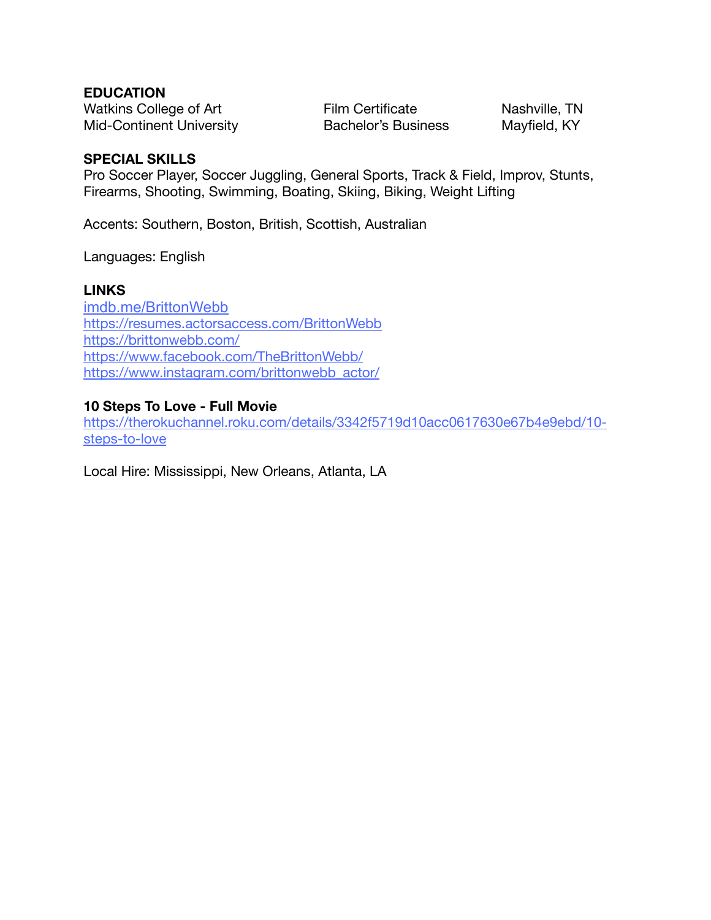**EDUCATION**

| | | |
|---|---|---|
| Watkins College of Art | Film Certificate | Nashville, TN |
| Mid-Continent University | Bachelor's Business | Mayfield, KY |

**SPECIAL SKILLS**

Pro Soccer Player, Soccer Juggling, General Sports, Track & Field, Improv, Stunts, Firearms, Shooting, Swimming, Boating, Skiing, Biking, Weight Lifting

Accents: Southern, Boston, British, Scottish, Australian

Languages: English

**LINKS**

imdb.me/BrittonWebb
https://resumes.actorsaccess.com/BrittonWebb
https://brittonwebb.com/
https://www.facebook.com/TheBrittonWebb/
https://www.instagram.com/brittonwebb_actor/

**10 Steps To Love - Full Movie**

https://therokuchannel.roku.com/details/3342f5719d10acc0617630e67b4e9ebd/10-steps-to-love

Local Hire: Mississippi, New Orleans, Atlanta, LA